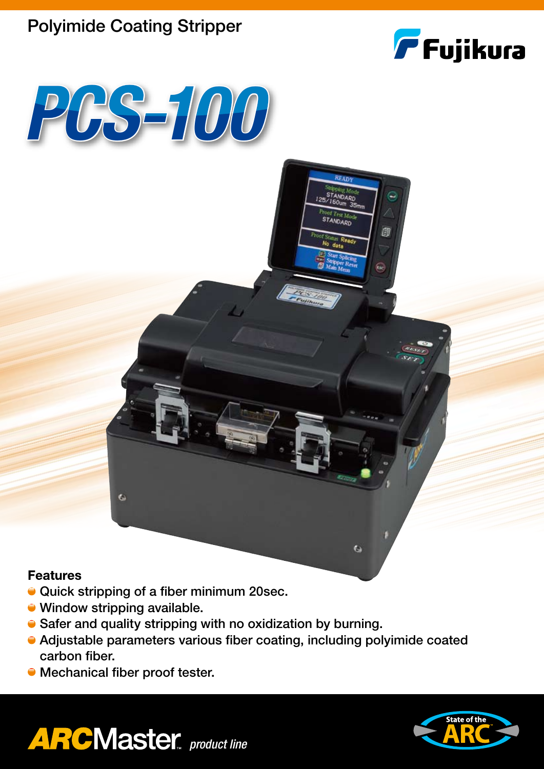Polyimide Coating Stripper

Fujikura

# PCS-100

### Features

- Quick stripping of a fiber minimum 20sec.
- Window stripping available.
- Safer and quality stripping with no oxidization by burning.
- Adjustable parameters various fiber coating, including polyimide coated carbon fiber.
- Mechanical fiber proof tester.

ARCMaster product line

State of the ARC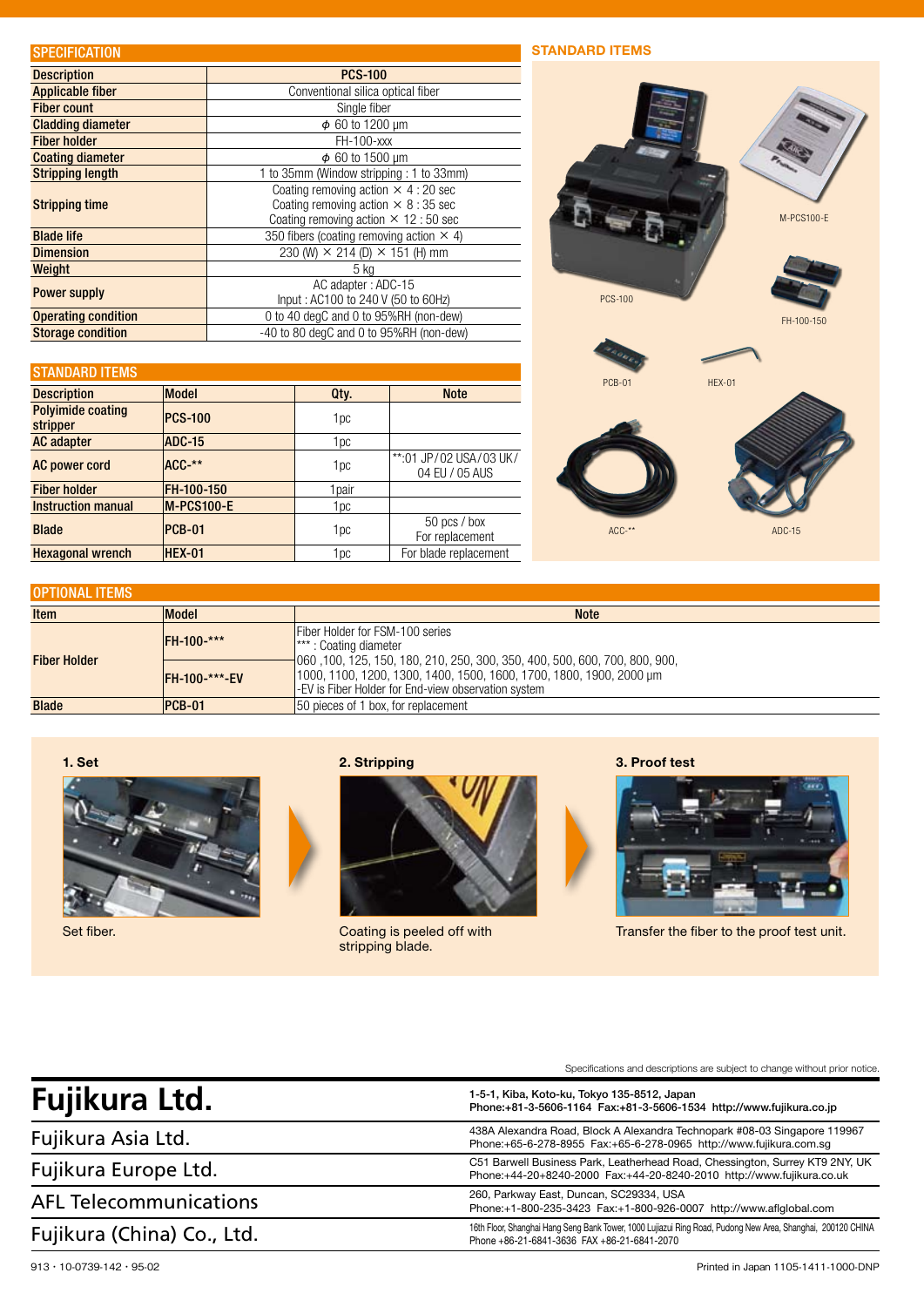## SPECIFICATION

| Description | PCS-100 |
|---|---|
| Applicable fiber | Conventional silica optical fiber |
| Fiber count | Single fiber |
| Cladding diameter | ϕ 60 to 1200 µm |
| Fiber holder | FH-100-xxx |
| Coating diameter | ϕ 60 to 1500 µm |
| Stripping length | 1 to 35mm (Window stripping : 1 to 33mm) |
| Stripping time | Coating removing action × 4 : 20 sec<br>Coating removing action × 8 : 35 sec<br>Coating removing action × 12 : 50 sec |
| Blade life | 350 fibers (coating removing action × 4) |
| Dimension | 230 (W) × 214 (D) × 151 (H) mm |
| Weight | 5 kg |
| Power supply | AC adapter : ADC-15<br>Input : AC100 to 240 V (50 to 60Hz) |
| Operating condition | 0 to 40 degC and 0 to 95%RH (non-dew) |
| Storage condition | -40 to 80 degC and 0 to 95%RH (non-dew) |

## STANDARD ITEMS

| Description | Model | Qty. | Note |
|---|---|---|---|
| Polyimide coating stripper | PCS-100 | 1pc | |
| AC adapter | ADC-15 | 1pc | |
| AC power cord | ACC-** | 1pc | **:01 JP / 02 USA / 03 UK / 04 EU / 05 AUS |
| Fiber holder | FH-100-150 | 1pair | |
| Instruction manual | M-PCS100-E | 1pc | |
| Blade | PCB-01 | 1pc | 50 pcs / box<br>For replacement |
| Hexagonal wrench | HEX-01 | 1pc | For blade replacement |

## STANDARD ITEMS

PCS-100

M-PCS100-E

FH-100-150

PCB-01

HEX-01

ACC-**

ADC-15

## OPTIONAL ITEMS

| Item | Model | Note |
|---|---|---|
| Fiber Holder | FH-100-*** | Fiber Holder for FSM-100 series<br>*** : Coating diameter<br>060 ,100, 125, 150, 180, 210, 250, 300, 350, 400, 500, 600, 700, 800, 900, 1000, 1100, 1200, 1300, 1400, 1500, 1600, 1700, 1800, 1900, 2000 µm<br>-EV is Fiber Holder for End-view observation system |
| | FH-100-***-EV | |
| Blade | PCB-01 | 50 pieces of 1 box, for replacement |

**1. Set**

Set fiber.

**2. Stripping**

Coating is peeled off with stripping blade.

**3. Proof test**

Transfer the fiber to the proof test unit.

Specifications and descriptions are subject to change without prior notice.

| | |
|---|---|
| **Fujikura Ltd.** | 1-5-1, Kiba, Koto-ku, Tokyo 135-8512, Japan<br>Phone:+81-3-5606-1164 Fax:+81-3-5606-1534 http://www.fujikura.co.jp |
| Fujikura Asia Ltd. | 438A Alexandra Road, Block A Alexandra Technopark #08-03 Singapore 119967<br>Phone:+65-6-278-8955 Fax:+65-6-278-0965 http://www.fujikura.com.sg |
| Fujikura Europe Ltd. | C51 Barwell Business Park, Leatherhead Road, Chessington, Surrey KT9 2NY, UK<br>Phone:+44-20+8240-2000 Fax:+44-20-8240-2010 http://www.fujikura.co.uk |
| AFL Telecommunications | 260, Parkway East, Duncan, SC29334, USA<br>Phone:+1-800-235-3423 Fax:+1-800-926-0007 http://www.aflglobal.com |
| Fujikura (China) Co., Ltd. | 16th Floor, Shanghai Hang Seng Bank Tower, 1000 Lujiazui Ring Road, Pudong New Area, Shanghai, 200120 CHINA<br>Phone +86-21-6841-3636 FAX +86-21-6841-2070 |

913 · 10-0739-142 · 95-02

Printed in Japan 1105-1411-1000-DNP